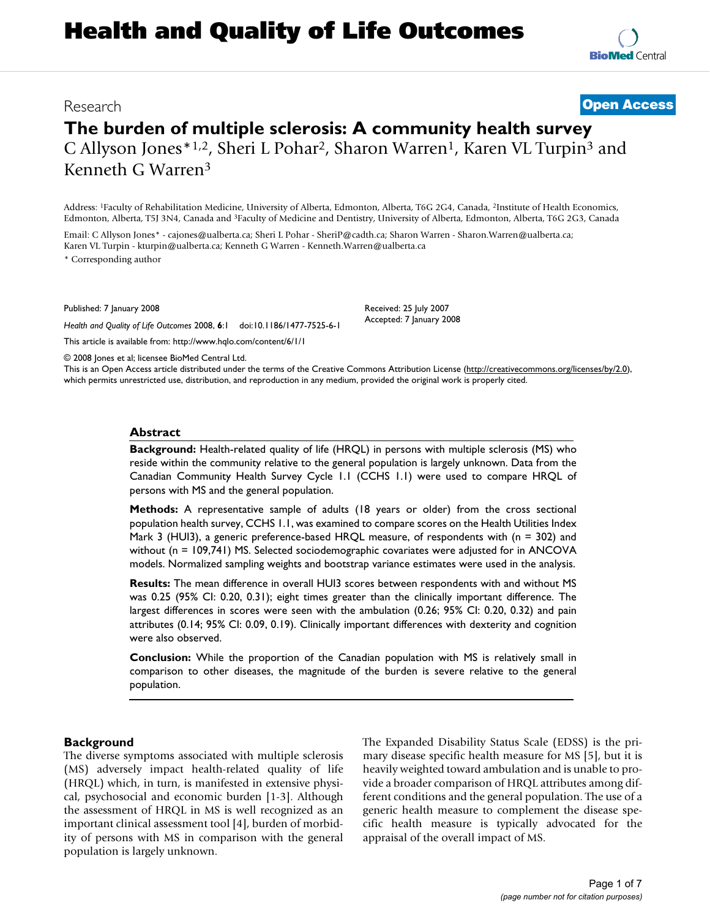Research

**Open Access**

# The burden of multiple sclerosis: A community health survey

C Allyson Jones*[1,2], Sheri L Pohar[2], Sharon Warren[1], Karen VL Turpin[3] and Kenneth G Warren[3]

Address: [1]Faculty of Rehabilitation Medicine, University of Alberta, Edmonton, Alberta, T6G 2G4, Canada, [2]Institute of Health Economics, Edmonton, Alberta, T5J 3N4, Canada and [3]Faculty of Medicine and Dentistry, University of Alberta, Edmonton, Alberta, T6G 2G3, Canada

Email: C Allyson Jones* - cajones@ualberta.ca; Sheri L Pohar - SheriP@cadth.ca; Sharon Warren - Sharon.Warren@ualberta.ca; Karen VL Turpin - kturpin@ualberta.ca; Kenneth G Warren - Kenneth.Warren@ualberta.ca

\* Corresponding author

Published: 7 January 2008

*Health and Quality of Life Outcomes* 2008, **6**:1 doi:10.1186/1477-7525-6-1

Received: 25 July 2007
Accepted: 7 January 2008

This article is available from: http://www.hqlo.com/content/6/1/1

© 2008 Jones et al; licensee BioMed Central Ltd.
This is an Open Access article distributed under the terms of the Creative Commons Attribution License (http://creativecommons.org/licenses/by/2.0), which permits unrestricted use, distribution, and reproduction in any medium, provided the original work is properly cited.

## Abstract

**Background:** Health-related quality of life (HRQL) in persons with multiple sclerosis (MS) who reside within the community relative to the general population is largely unknown. Data from the Canadian Community Health Survey Cycle 1.1 (CCHS 1.1) were used to compare HRQL of persons with MS and the general population.

**Methods:** A representative sample of adults (18 years or older) from the cross sectional population health survey, CCHS 1.1, was examined to compare scores on the Health Utilities Index Mark 3 (HUI3), a generic preference-based HRQL measure, of respondents with (n = 302) and without (n = 109,741) MS. Selected sociodemographic covariates were adjusted for in ANCOVA models. Normalized sampling weights and bootstrap variance estimates were used in the analysis.

**Results:** The mean difference in overall HUI3 scores between respondents with and without MS was 0.25 (95% CI: 0.20, 0.31); eight times greater than the clinically important difference. The largest differences in scores were seen with the ambulation (0.26; 95% CI: 0.20, 0.32) and pain attributes (0.14; 95% CI: 0.09, 0.19). Clinically important differences with dexterity and cognition were also observed.

**Conclusion:** While the proportion of the Canadian population with MS is relatively small in comparison to other diseases, the magnitude of the burden is severe relative to the general population.

## Background

The diverse symptoms associated with multiple sclerosis (MS) adversely impact health-related quality of life (HRQL) which, in turn, is manifested in extensive physical, psychosocial and economic burden [1-3]. Although the assessment of HRQL in MS is well recognized as an important clinical assessment tool [4], burden of morbidity of persons with MS in comparison with the general population is largely unknown.

The Expanded Disability Status Scale (EDSS) is the primary disease specific health measure for MS [5], but it is heavily weighted toward ambulation and is unable to provide a broader comparison of HRQL attributes among different conditions and the general population. The use of a generic health measure to complement the disease specific health measure is typically advocated for the appraisal of the overall impact of MS.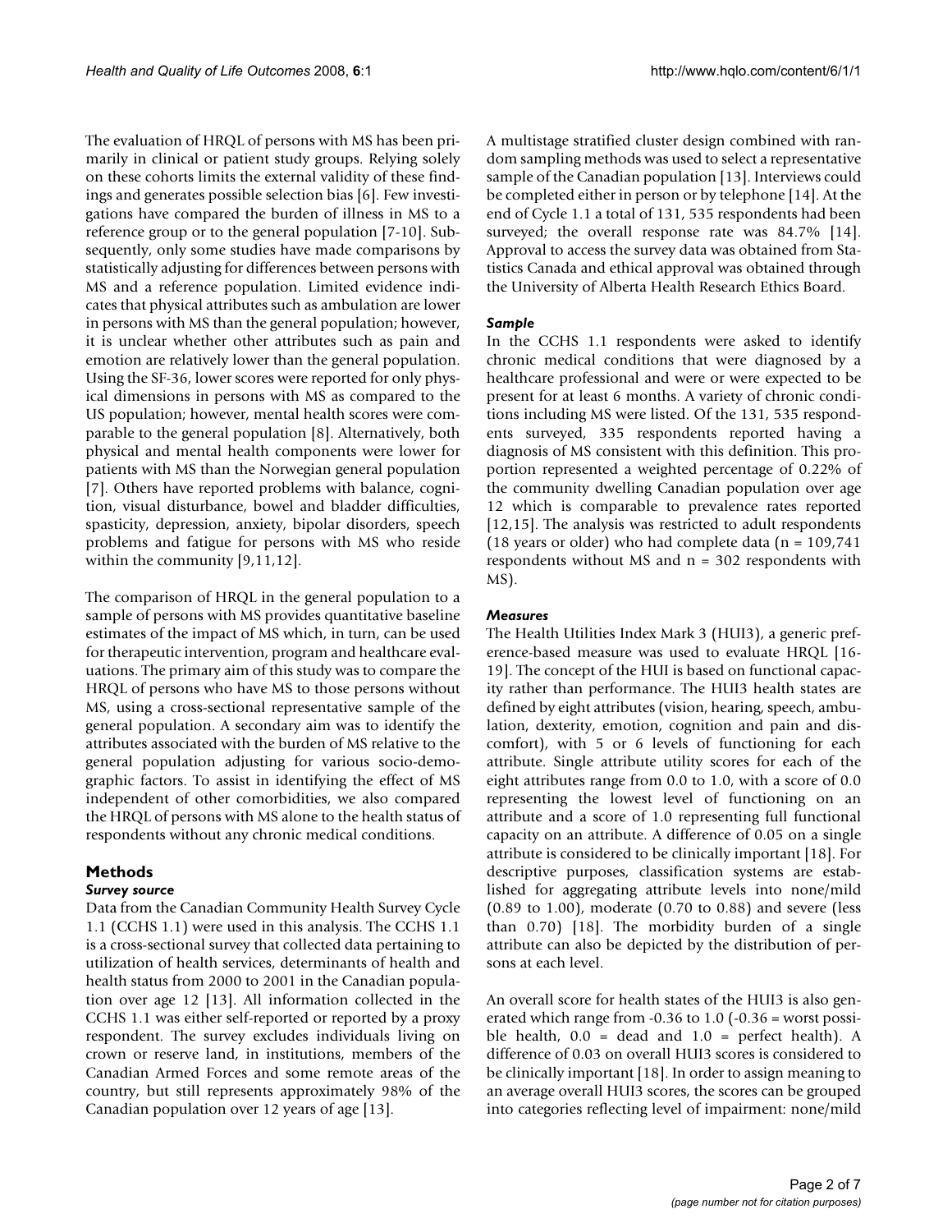The evaluation of HRQL of persons with MS has been primarily in clinical or patient study groups. Relying solely on these cohorts limits the external validity of these findings and generates possible selection bias [6]. Few investigations have compared the burden of illness in MS to a reference group or to the general population [7-10]. Subsequently, only some studies have made comparisons by statistically adjusting for differences between persons with MS and a reference population. Limited evidence indicates that physical attributes such as ambulation are lower in persons with MS than the general population; however, it is unclear whether other attributes such as pain and emotion are relatively lower than the general population. Using the SF-36, lower scores were reported for only physical dimensions in persons with MS as compared to the US population; however, mental health scores were comparable to the general population [8]. Alternatively, both physical and mental health components were lower for patients with MS than the Norwegian general population [7]. Others have reported problems with balance, cognition, visual disturbance, bowel and bladder difficulties, spasticity, depression, anxiety, bipolar disorders, speech problems and fatigue for persons with MS who reside within the community [9,11,12].

The comparison of HRQL in the general population to a sample of persons with MS provides quantitative baseline estimates of the impact of MS which, in turn, can be used for therapeutic intervention, program and healthcare evaluations. The primary aim of this study was to compare the HRQL of persons who have MS to those persons without MS, using a cross-sectional representative sample of the general population. A secondary aim was to identify the attributes associated with the burden of MS relative to the general population adjusting for various socio-demographic factors. To assist in identifying the effect of MS independent of other comorbidities, we also compared the HRQL of persons with MS alone to the health status of respondents without any chronic medical conditions.

## Methods

### *Survey source*

Data from the Canadian Community Health Survey Cycle 1.1 (CCHS 1.1) were used in this analysis. The CCHS 1.1 is a cross-sectional survey that collected data pertaining to utilization of health services, determinants of health and health status from 2000 to 2001 in the Canadian population over age 12 [13]. All information collected in the CCHS 1.1 was either self-reported or reported by a proxy respondent. The survey excludes individuals living on crown or reserve land, in institutions, members of the Canadian Armed Forces and some remote areas of the country, but still represents approximately 98% of the Canadian population over 12 years of age [13].

A multistage stratified cluster design combined with random sampling methods was used to select a representative sample of the Canadian population [13]. Interviews could be completed either in person or by telephone [14]. At the end of Cycle 1.1 a total of 131, 535 respondents had been surveyed; the overall response rate was 84.7% [14]. Approval to access the survey data was obtained from Statistics Canada and ethical approval was obtained through the University of Alberta Health Research Ethics Board.

### *Sample*

In the CCHS 1.1 respondents were asked to identify chronic medical conditions that were diagnosed by a healthcare professional and were or were expected to be present for at least 6 months. A variety of chronic conditions including MS were listed. Of the 131, 535 respondents surveyed, 335 respondents reported having a diagnosis of MS consistent with this definition. This proportion represented a weighted percentage of 0.22% of the community dwelling Canadian population over age 12 which is comparable to prevalence rates reported [12,15]. The analysis was restricted to adult respondents (18 years or older) who had complete data (n = 109,741 respondents without MS and n = 302 respondents with MS).

### *Measures*

The Health Utilities Index Mark 3 (HUI3), a generic preference-based measure was used to evaluate HRQL [16-19]. The concept of the HUI is based on functional capacity rather than performance. The HUI3 health states are defined by eight attributes (vision, hearing, speech, ambulation, dexterity, emotion, cognition and pain and discomfort), with 5 or 6 levels of functioning for each attribute. Single attribute utility scores for each of the eight attributes range from 0.0 to 1.0, with a score of 0.0 representing the lowest level of functioning on an attribute and a score of 1.0 representing full functional capacity on an attribute. A difference of 0.05 on a single attribute is considered to be clinically important [18]. For descriptive purposes, classification systems are established for aggregating attribute levels into none/mild (0.89 to 1.00), moderate (0.70 to 0.88) and severe (less than 0.70) [18]. The morbidity burden of a single attribute can also be depicted by the distribution of persons at each level.

An overall score for health states of the HUI3 is also generated which range from -0.36 to 1.0 (-0.36 = worst possible health, 0.0 = dead and 1.0 = perfect health). A difference of 0.03 on overall HUI3 scores is considered to be clinically important [18]. In order to assign meaning to an average overall HUI3 scores, the scores can be grouped into categories reflecting level of impairment: none/mild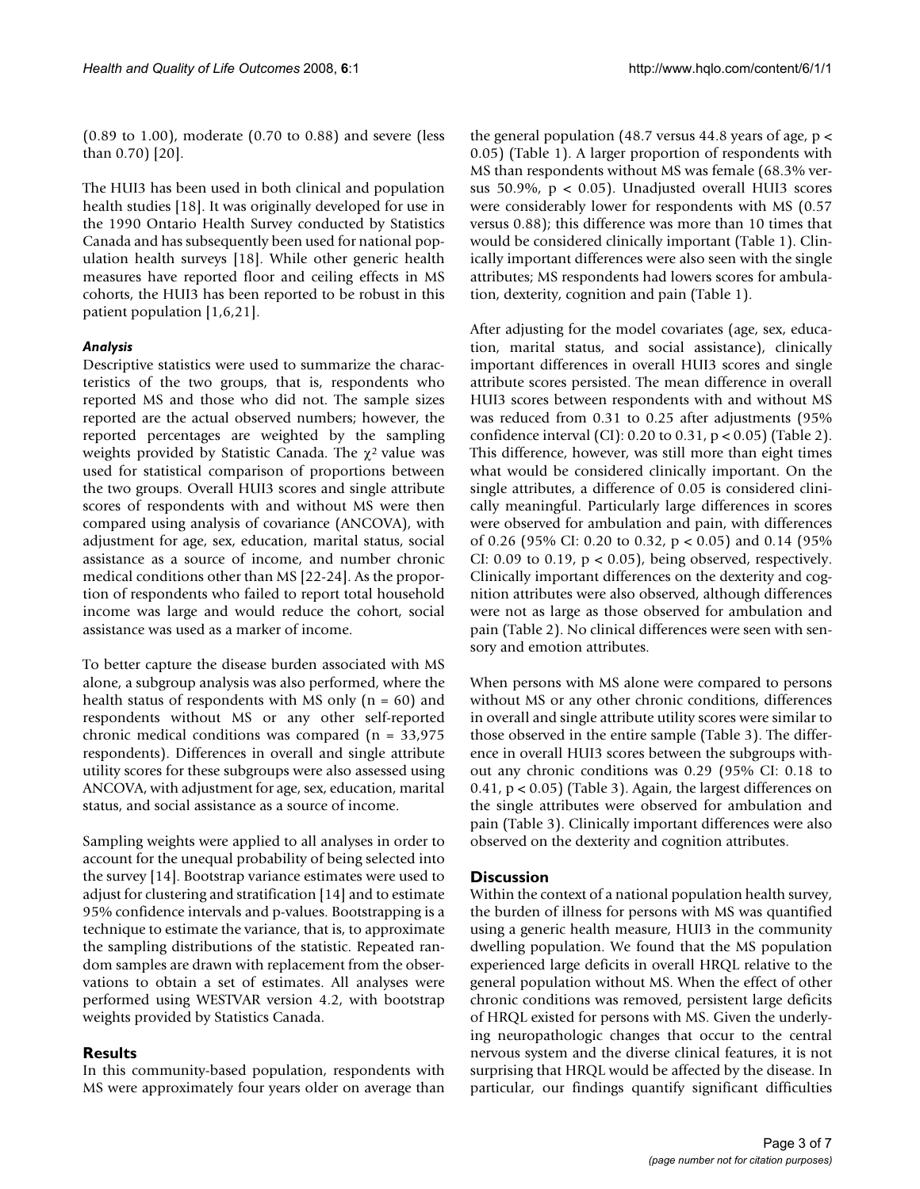(0.89 to 1.00), moderate (0.70 to 0.88) and severe (less than 0.70) [20].

The HUI3 has been used in both clinical and population health studies [18]. It was originally developed for use in the 1990 Ontario Health Survey conducted by Statistics Canada and has subsequently been used for national population health surveys [18]. While other generic health measures have reported floor and ceiling effects in MS cohorts, the HUI3 has been reported to be robust in this patient population [1,6,21].

### *Analysis*

Descriptive statistics were used to summarize the characteristics of the two groups, that is, respondents who reported MS and those who did not. The sample sizes reported are the actual observed numbers; however, the reported percentages are weighted by the sampling weights provided by Statistic Canada. The $\chi^2$ value was used for statistical comparison of proportions between the two groups. Overall HUI3 scores and single attribute scores of respondents with and without MS were then compared using analysis of covariance (ANCOVA), with adjustment for age, sex, education, marital status, social assistance as a source of income, and number chronic medical conditions other than MS [22-24]. As the proportion of respondents who failed to report total household income was large and would reduce the cohort, social assistance was used as a marker of income.

To better capture the disease burden associated with MS alone, a subgroup analysis was also performed, where the health status of respondents with MS only ($n = 60$) and respondents without MS or any other self-reported chronic medical conditions was compared ($n = 33,975$ respondents). Differences in overall and single attribute utility scores for these subgroups were also assessed using ANCOVA, with adjustment for age, sex, education, marital status, and social assistance as a source of income.

Sampling weights were applied to all analyses in order to account for the unequal probability of being selected into the survey [14]. Bootstrap variance estimates were used to adjust for clustering and stratification [14] and to estimate 95% confidence intervals and p-values. Bootstrapping is a technique to estimate the variance, that is, to approximate the sampling distributions of the statistic. Repeated random samples are drawn with replacement from the observations to obtain a set of estimates. All analyses were performed using WESTVAR version 4.2, with bootstrap weights provided by Statistics Canada.

## Results

In this community-based population, respondents with MS were approximately four years older on average than the general population (48.7 versus 44.8 years of age, $p < 0.05$) (Table 1). A larger proportion of respondents with MS than respondents without MS was female (68.3% versus 50.9%, $p < 0.05$). Unadjusted overall HUI3 scores were considerably lower for respondents with MS (0.57 versus 0.88); this difference was more than 10 times that would be considered clinically important (Table 1). Clinically important differences were also seen with the single attributes; MS respondents had lowers scores for ambulation, dexterity, cognition and pain (Table 1).

After adjusting for the model covariates (age, sex, education, marital status, and social assistance), clinically important differences in overall HUI3 scores and single attribute scores persisted. The mean difference in overall HUI3 scores between respondents with and without MS was reduced from 0.31 to 0.25 after adjustments (95% confidence interval (CI): 0.20 to 0.31, $p < 0.05$) (Table 2). This difference, however, was still more than eight times what would be considered clinically important. On the single attributes, a difference of 0.05 is considered clinically meaningful. Particularly large differences in scores were observed for ambulation and pain, with differences of 0.26 (95% CI: 0.20 to 0.32, $p < 0.05$) and 0.14 (95% CI: 0.09 to 0.19, $p < 0.05$), being observed, respectively. Clinically important differences on the dexterity and cognition attributes were also observed, although differences were not as large as those observed for ambulation and pain (Table 2). No clinical differences were seen with sensory and emotion attributes.

When persons with MS alone were compared to persons without MS or any other chronic conditions, differences in overall and single attribute utility scores were similar to those observed in the entire sample (Table 3). The difference in overall HUI3 scores between the subgroups without any chronic conditions was 0.29 (95% CI: 0.18 to 0.41, $p < 0.05$) (Table 3). Again, the largest differences on the single attributes were observed for ambulation and pain (Table 3). Clinically important differences were also observed on the dexterity and cognition attributes.

## Discussion

Within the context of a national population health survey, the burden of illness for persons with MS was quantified using a generic health measure, HUI3 in the community dwelling population. We found that the MS population experienced large deficits in overall HRQL relative to the general population without MS. When the effect of other chronic conditions was removed, persistent large deficits of HRQL existed for persons with MS. Given the underlying neuropathologic changes that occur to the central nervous system and the diverse clinical features, it is not surprising that HRQL would be affected by the disease. In particular, our findings quantify significant difficulties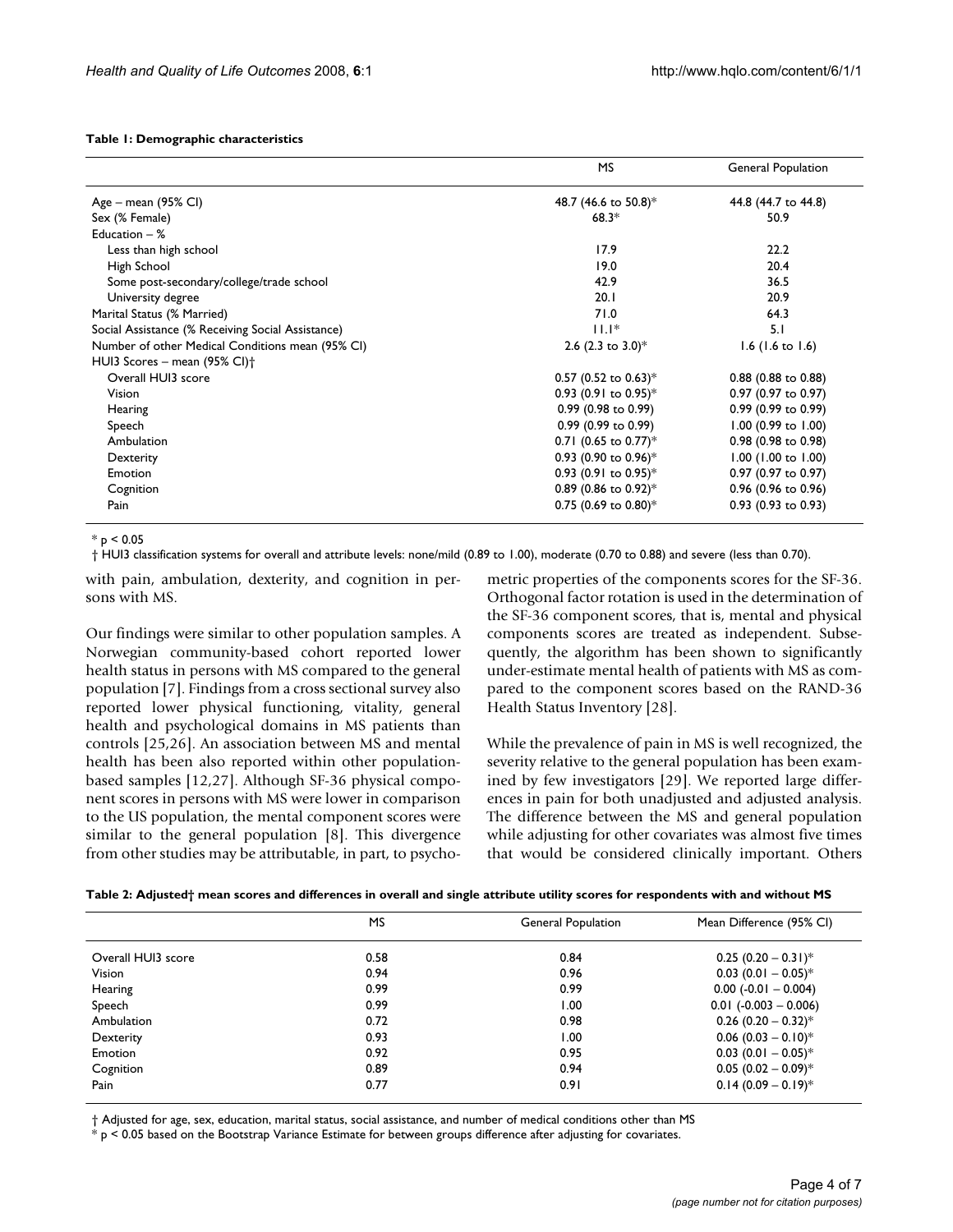**Table 1: Demographic characteristics**

| | MS | General Population |
|---|---|---|
| Age – mean (95% CI) | 48.7 (46.6 to 50.8)* | 44.8 (44.7 to 44.8) |
| Sex (% Female) | 68.3* | 50.9 |
| Education – % | | |
| Less than high school | 17.9 | 22.2 |
| High School | 19.0 | 20.4 |
| Some post-secondary/college/trade school | 42.9 | 36.5 |
| University degree | 20.1 | 20.9 |
| Marital Status (% Married) | 71.0 | 64.3 |
| Social Assistance (% Receiving Social Assistance) | 11.1* | 5.1 |
| Number of other Medical Conditions mean (95% CI) | 2.6 (2.3 to 3.0)* | 1.6 (1.6 to 1.6) |
| HUI3 Scores – mean (95% CI)† | | |
| Overall HUI3 score | 0.57 (0.52 to 0.63)* | 0.88 (0.88 to 0.88) |
| Vision | 0.93 (0.91 to 0.95)* | 0.97 (0.97 to 0.97) |
| Hearing | 0.99 (0.98 to 0.99) | 0.99 (0.99 to 0.99) |
| Speech | 0.99 (0.99 to 0.99) | 1.00 (0.99 to 1.00) |
| Ambulation | 0.71 (0.65 to 0.77)* | 0.98 (0.98 to 0.98) |
| Dexterity | 0.93 (0.90 to 0.96)* | 1.00 (1.00 to 1.00) |
| Emotion | 0.93 (0.91 to 0.95)* | 0.97 (0.97 to 0.97) |
| Cognition | 0.89 (0.86 to 0.92)* | 0.96 (0.96 to 0.96) |
| Pain | 0.75 (0.69 to 0.80)* | 0.93 (0.93 to 0.93) |

* $p < 0.05$

† HUI3 classification systems for overall and attribute levels: none/mild (0.89 to 1.00), moderate (0.70 to 0.88) and severe (less than 0.70).

with pain, ambulation, dexterity, and cognition in persons with MS.

Our findings were similar to other population samples. A Norwegian community-based cohort reported lower health status in persons with MS compared to the general population [7]. Findings from a cross sectional survey also reported lower physical functioning, vitality, general health and psychological domains in MS patients than controls [25,26]. An association between MS and mental health has been also reported within other population-based samples [12,27]. Although SF-36 physical component scores in persons with MS were lower in comparison to the US population, the mental component scores were similar to the general population [8]. This divergence from other studies may be attributable, in part, to psychometric properties of the components scores for the SF-36. Orthogonal factor rotation is used in the determination of the SF-36 component scores, that is, mental and physical components scores are treated as independent. Subsequently, the algorithm has been shown to significantly under-estimate mental health of patients with MS as compared to the component scores based on the RAND-36 Health Status Inventory [28].

While the prevalence of pain in MS is well recognized, the severity relative to the general population has been examined by few investigators [29]. We reported large differences in pain for both unadjusted and adjusted analysis. The difference between the MS and general population while adjusting for other covariates was almost five times that would be considered clinically important. Others

**Table 2: Adjusted† mean scores and differences in overall and single attribute utility scores for respondents with and without MS**

| | MS | General Population | Mean Difference (95% CI) |
|---|---|---|---|
| Overall HUI3 score | 0.58 | 0.84 | 0.25 (0.20 – 0.31)* |
| Vision | 0.94 | 0.96 | 0.03 (0.01 – 0.05)* |
| Hearing | 0.99 | 0.99 | 0.00 (-0.01 – 0.004) |
| Speech | 0.99 | 1.00 | 0.01 (-0.003 – 0.006) |
| Ambulation | 0.72 | 0.98 | 0.26 (0.20 – 0.32)* |
| Dexterity | 0.93 | 1.00 | 0.06 (0.03 – 0.10)* |
| Emotion | 0.92 | 0.95 | 0.03 (0.01 – 0.05)* |
| Cognition | 0.89 | 0.94 | 0.05 (0.02 – 0.09)* |
| Pain | 0.77 | 0.91 | 0.14 (0.09 – 0.19)* |

† Adjusted for age, sex, education, marital status, social assistance, and number of medical conditions other than MS

* $p < 0.05$ based on the Bootstrap Variance Estimate for between groups difference after adjusting for covariates.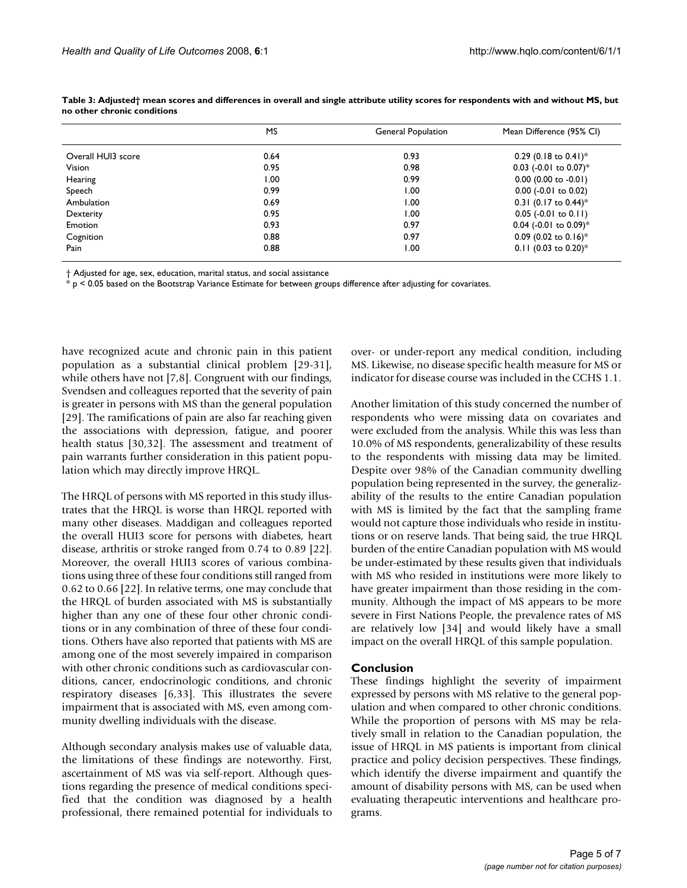**Table 3: Adjusted† mean scores and differences in overall and single attribute utility scores for respondents with and without MS, but no other chronic conditions**

| | MS | General Population | Mean Difference (95% CI) |
|---|---|---|---|
| Overall HUI3 score | 0.64 | 0.93 | 0.29 (0.18 to 0.41)* |
| Vision | 0.95 | 0.98 | 0.03 (-0.01 to 0.07)* |
| Hearing | 1.00 | 0.99 | 0.00 (0.00 to -0.01) |
| Speech | 0.99 | 1.00 | 0.00 (-0.01 to 0.02) |
| Ambulation | 0.69 | 1.00 | 0.31 (0.17 to 0.44)* |
| Dexterity | 0.95 | 1.00 | 0.05 (-0.01 to 0.11) |
| Emotion | 0.93 | 0.97 | 0.04 (-0.01 to 0.09)* |
| Cognition | 0.88 | 0.97 | 0.09 (0.02 to 0.16)* |
| Pain | 0.88 | 1.00 | 0.11 (0.03 to 0.20)* |

† Adjusted for age, sex, education, marital status, and social assistance

* $p < 0.05$ based on the Bootstrap Variance Estimate for between groups difference after adjusting for covariates.

have recognized acute and chronic pain in this patient population as a substantial clinical problem [29-31], while others have not [7,8]. Congruent with our findings, Svendsen and colleagues reported that the severity of pain is greater in persons with MS than the general population [29]. The ramifications of pain are also far reaching given the associations with depression, fatigue, and poorer health status [30,32]. The assessment and treatment of pain warrants further consideration in this patient population which may directly improve HRQL.

The HRQL of persons with MS reported in this study illustrates that the HRQL is worse than HRQL reported with many other diseases. Maddigan and colleagues reported the overall HUI3 score for persons with diabetes, heart disease, arthritis or stroke ranged from 0.74 to 0.89 [22]. Moreover, the overall HUI3 scores of various combinations using three of these four conditions still ranged from 0.62 to 0.66 [22]. In relative terms, one may conclude that the HRQL of burden associated with MS is substantially higher than any one of these four other chronic conditions or in any combination of three of these four conditions. Others have also reported that patients with MS are among one of the most severely impaired in comparison with other chronic conditions such as cardiovascular conditions, cancer, endocrinologic conditions, and chronic respiratory diseases [6,33]. This illustrates the severe impairment that is associated with MS, even among community dwelling individuals with the disease.

Although secondary analysis makes use of valuable data, the limitations of these findings are noteworthy. First, ascertainment of MS was via self-report. Although questions regarding the presence of medical conditions specified that the condition was diagnosed by a health professional, there remained potential for individuals to over- or under-report any medical condition, including MS. Likewise, no disease specific health measure for MS or indicator for disease course was included in the CCHS 1.1.

Another limitation of this study concerned the number of respondents who were missing data on covariates and were excluded from the analysis. While this was less than 10.0% of MS respondents, generalizability of these results to the respondents with missing data may be limited. Despite over 98% of the Canadian community dwelling population being represented in the survey, the generalizability of the results to the entire Canadian population with MS is limited by the fact that the sampling frame would not capture those individuals who reside in institutions or on reserve lands. That being said, the true HRQL burden of the entire Canadian population with MS would be under-estimated by these results given that individuals with MS who resided in institutions were more likely to have greater impairment than those residing in the community. Although the impact of MS appears to be more severe in First Nations People, the prevalence rates of MS are relatively low [34] and would likely have a small impact on the overall HRQL of this sample population.

## Conclusion

These findings highlight the severity of impairment expressed by persons with MS relative to the general population and when compared to other chronic conditions. While the proportion of persons with MS may be relatively small in relation to the Canadian population, the issue of HRQL in MS patients is important from clinical practice and policy decision perspectives. These findings, which identify the diverse impairment and quantify the amount of disability persons with MS, can be used when evaluating therapeutic interventions and healthcare programs.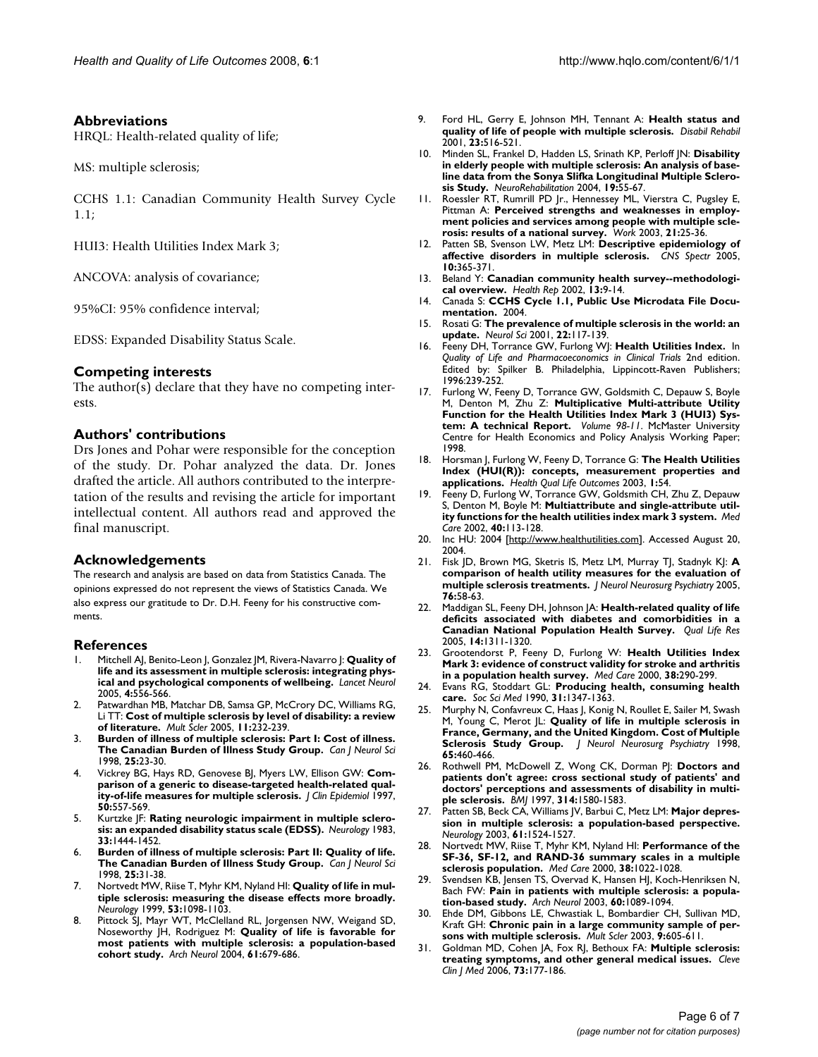## Abbreviations

HRQL: Health-related quality of life;

MS: multiple sclerosis;

CCHS 1.1: Canadian Community Health Survey Cycle 1.1;

HUI3: Health Utilities Index Mark 3;

ANCOVA: analysis of covariance;

95%CI: 95% confidence interval;

EDSS: Expanded Disability Status Scale.

## Competing interests

The author(s) declare that they have no competing interests.

## Authors' contributions

Drs Jones and Pohar were responsible for the conception of the study. Dr. Pohar analyzed the data. Dr. Jones drafted the article. All authors contributed to the interpretation of the results and revising the article for important intellectual content. All authors read and approved the final manuscript.

## Acknowledgements

The research and analysis are based on data from Statistics Canada. The opinions expressed do not represent the views of Statistics Canada. We also express our gratitude to Dr. D.H. Feeny for his constructive comments.

## References

1. Mitchell AJ, Benito-Leon J, Gonzalez JM, Rivera-Navarro J: **Quality of life and its assessment in multiple sclerosis: integrating physical and psychological components of wellbeing.** *Lancet Neurol* 2005, **4:**556-566.
2. Patwardhan MB, Matchar DB, Samsa GP, McCrory DC, Williams RG, Li TT: **Cost of multiple sclerosis by level of disability: a review of literature.** *Mult Scler* 2005, **11:**232-239.
3. **Burden of illness of multiple sclerosis: Part I: Cost of illness. The Canadian Burden of Illness Study Group.** *Can J Neurol Sci* 1998, **25:**23-30.
4. Vickrey BG, Hays RD, Genovese BJ, Myers LW, Ellison GW: **Comparison of a generic to disease-targeted health-related quality-of-life measures for multiple sclerosis.** *J Clin Epidemiol* 1997, **50:**557-569.
5. Kurtzke JF: **Rating neurologic impairment in multiple sclerosis: an expanded disability status scale (EDSS).** *Neurology* 1983, **33:**1444-1452.
6. **Burden of illness of multiple sclerosis: Part II: Quality of life. The Canadian Burden of Illness Study Group.** *Can J Neurol Sci* 1998, **25:**31-38.
7. Nortvedt MW, Riise T, Myhr KM, Nyland HI: **Quality of life in multiple sclerosis: measuring the disease effects more broadly.** *Neurology* 1999, **53:**1098-1103.
8. Pittock SJ, Mayr WT, McClelland RL, Jorgensen NW, Weigand SD, Noseworthy JH, Rodriguez M: **Quality of life is favorable for most patients with multiple sclerosis: a population-based cohort study.** *Arch Neurol* 2004, **61:**679-686.
9. Ford HL, Gerry E, Johnson MH, Tennant A: **Health status and quality of life of people with multiple sclerosis.** *Disabil Rehabil* 2001, **23:**516-521.
10. Minden SL, Frankel D, Hadden LS, Srinath KP, Perloff JN: **Disability in elderly people with multiple sclerosis: An analysis of baseline data from the Sonya Slifka Longitudinal Multiple Sclerosis Study.** *NeuroRehabilitation* 2004, **19:**55-67.
11. Roessler RT, Rumrill PD Jr., Hennessey ML, Vierstra C, Pugsley E, Pittman A: **Perceived strengths and weaknesses in employment policies and services among people with multiple sclerosis: results of a national survey.** *Work* 2003, **21:**25-36.
12. Patten SB, Svenson LW, Metz LM: **Descriptive epidemiology of affective disorders in multiple sclerosis.** *CNS Spectr* 2005, **10:**365-371.
13. Beland Y: **Canadian community health survey--methodological overview.** *Health Rep* 2002, **13:**9-14.
14. Canada S: **CCHS Cycle 1.1, Public Use Microdata File Documentation.** 2004.
15. Rosati G: **The prevalence of multiple sclerosis in the world: an update.** *Neurol Sci* 2001, **22:**117-139.
16. Feeny DH, Torrance GW, Furlong WJ: **Health Utilities Index.** In *Quality of Life and Pharmacoeconomics in Clinical Trials* 2nd edition. Edited by: Spilker B. Philadelphia, Lippincott-Raven Publishers; 1996:239-252.
17. Furlong W, Feeny D, Torrance GW, Goldsmith C, Depauw S, Boyle M, Denton M, Zhu Z: **Multiplicative Multi-attribute Utility Function for the Health Utilities Index Mark 3 (HUI3) System: A technical Report.** *Volume 98-11*. McMaster University Centre for Health Economics and Policy Analysis Working Paper; 1998.
18. Horsman J, Furlong W, Feeny D, Torrance G: **The Health Utilities Index (HUI(R)): concepts, measurement properties and applications.** *Health Qual Life Outcomes* 2003, **1:**54.
19. Feeny D, Furlong W, Torrance GW, Goldsmith CH, Zhu Z, Depauw S, Denton M, Boyle M: **Multiattribute and single-attribute utility functions for the health utilities index mark 3 system.** *Med Care* 2002, **40:**113-128.
20. Inc HU: 2004 [http://www.healthutilities.com]. Accessed August 20, 2004.
21. Fisk JD, Brown MG, Sketris IS, Metz LM, Murray TJ, Stadnyk KJ: **A comparison of health utility measures for the evaluation of multiple sclerosis treatments.** *J Neurol Neurosurg Psychiatry* 2005, **76:**58-63.
22. Maddigan SL, Feeny DH, Johnson JA: **Health-related quality of life deficits associated with diabetes and comorbidities in a Canadian National Population Health Survey.** *Qual Life Res* 2005, **14:**1311-1320.
23. Grootendorst P, Feeny D, Furlong W: **Health Utilities Index Mark 3: evidence of construct validity for stroke and arthritis in a population health survey.** *Med Care* 2000, **38:**290-299.
24. Evans RG, Stoddart GL: **Producing health, consuming health care.** *Soc Sci Med* 1990, **31:**1347-1363.
25. Murphy N, Confavreux C, Haas J, Konig N, Roullet E, Sailer M, Swash M, Young C, Merot JL: **Quality of life in multiple sclerosis in France, Germany, and the United Kingdom. Cost of Multiple Sclerosis Study Group.** *J Neurol Neurosurg Psychiatry* 1998, **65:**460-466.
26. Rothwell PM, McDowell Z, Wong CK, Dorman PJ: **Doctors and patients don't agree: cross sectional study of patients' and doctors' perceptions and assessments of disability in multiple sclerosis.** *BMJ* 1997, **314:**1580-1583.
27. Patten SB, Beck CA, Williams JV, Barbui C, Metz LM: **Major depression in multiple sclerosis: a population-based perspective.** *Neurology* 2003, **61:**1524-1527.
28. Nortvedt MW, Riise T, Myhr KM, Nyland HI: **Performance of the SF-36, SF-12, and RAND-36 summary scales in a multiple sclerosis population.** *Med Care* 2000, **38:**1022-1028.
29. Svendsen KB, Jensen TS, Overvad K, Hansen HJ, Koch-Henriksen N, Bach FW: **Pain in patients with multiple sclerosis: a population-based study.** *Arch Neurol* 2003, **60:**1089-1094.
30. Ehde DM, Gibbons LE, Chwastiak L, Bombardier CH, Sullivan MD, Kraft GH: **Chronic pain in a large community sample of persons with multiple sclerosis.** *Mult Scler* 2003, **9:**605-611.
31. Goldman MD, Cohen JA, Fox RJ, Bethoux FA: **Multiple sclerosis: treating symptoms, and other general medical issues.** *Cleve Clin J Med* 2006, **73:**177-186.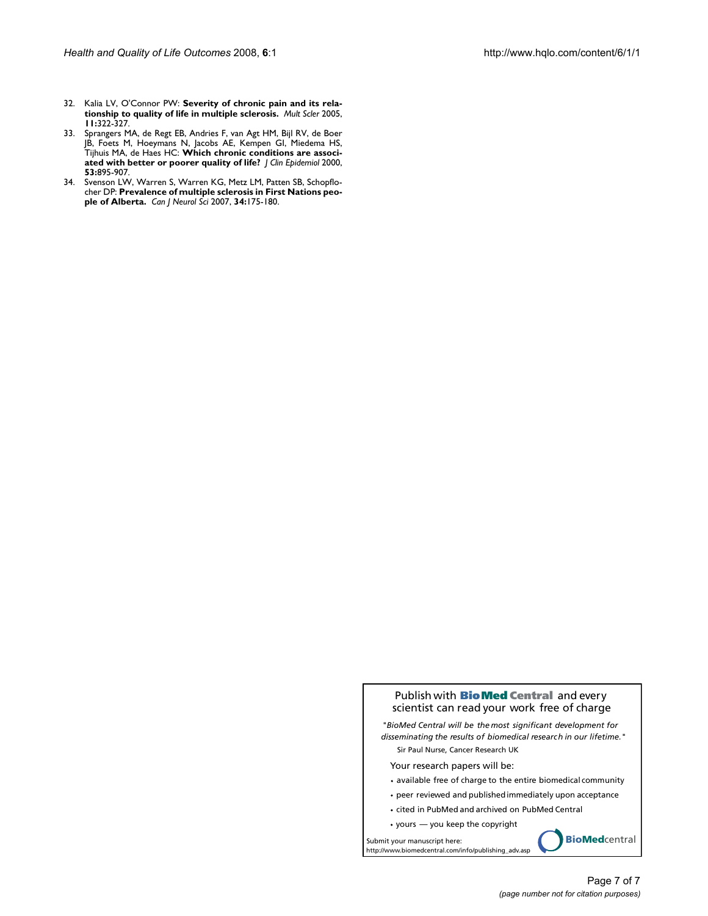32. Kalia LV, O'Connor PW: **Severity of chronic pain and its relationship to quality of life in multiple sclerosis.** *Mult Scler* 2005, **11:**322-327.
33. Sprangers MA, de Regt EB, Andries F, van Agt HM, Bijl RV, de Boer JB, Foets M, Hoeymans N, Jacobs AE, Kempen GI, Miedema HS, Tijhuis MA, de Haes HC: **Which chronic conditions are associated with better or poorer quality of life?** *J Clin Epidemiol* 2000, **53:**895-907.
34. Svenson LW, Warren S, Warren KG, Metz LM, Patten SB, Schopflocher DP: **Prevalence of multiple sclerosis in First Nations people of Alberta.** *Can J Neurol Sci* 2007, **34:**175-180.

Publish with **BioMed Central** and every scientist can read your work free of charge

*"BioMed Central will be the most significant development for disseminating the results of biomedical research in our lifetime."*

Sir Paul Nurse, Cancer Research UK

Your research papers will be:

- available free of charge to the entire biomedical community
- peer reviewed and published immediately upon acceptance
- cited in PubMed and archived on PubMed Central
- yours — you keep the copyright

Submit your manuscript here:
http://www.biomedcentral.com/info/publishing_adv.asp

**BioMed**central